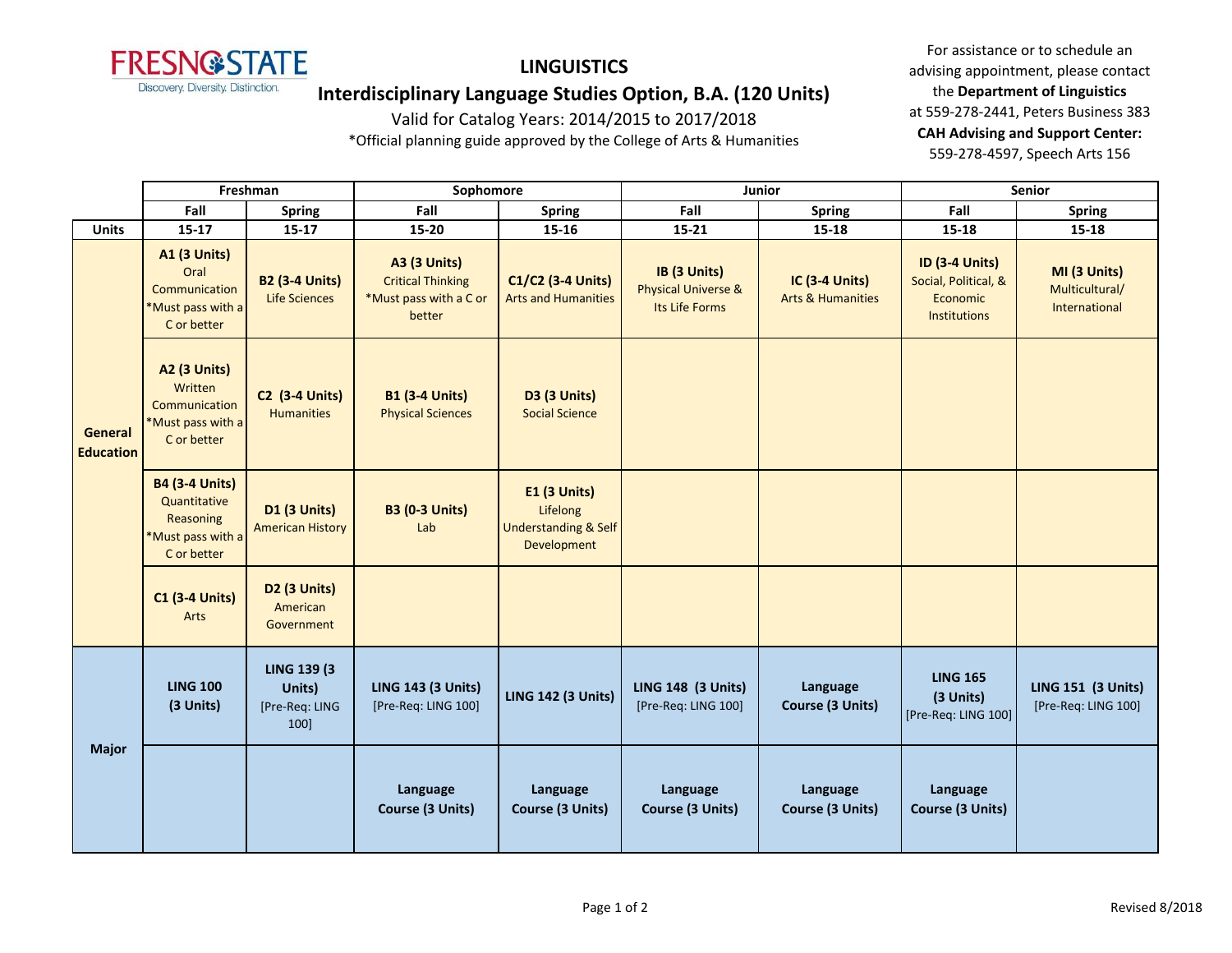FRESNO STATE
Discovery. Diversity. Distinction.

# LINGUISTICS

## Interdisciplinary Language Studies Option, B.A. (120 Units)

Valid for Catalog Years: 2014/2015 to 2017/2018

*Official planning guide approved by the College of Arts & Humanities

For assistance or to schedule an advising appointment, please contact the **Department of Linguistics** at 559-278-2441, Peters Business 383
**CAH Advising and Support Center:** 559-278-4597, Speech Arts 156

| | Freshman | | Sophomore | | Junior | | Senior | |
|---|---|---|---|---|---|---|---|---|
| | **Fall** | **Spring** | **Fall** | **Spring** | **Fall** | **Spring** | **Fall** | **Spring** |
| **Units** | **15-17** | **15-17** | **15-20** | **15-16** | **15-21** | **15-18** | **15-18** | **15-18** |
| **General Education** | **A1 (3 Units)** Oral Communication *Must pass with a C or better | **B2 (3-4 Units)** Life Sciences | **A3 (3 Units)** Critical Thinking *Must pass with a C or better | **C1/C2 (3-4 Units)** Arts and Humanities | **IB (3 Units)** Physical Universe & Its Life Forms | **IC (3-4 Units)** Arts & Humanities | **ID (3-4 Units)** Social, Political, & Economic Institutions | **MI (3 Units)** Multicultural/ International |
| | **A2 (3 Units)** Written Communication *Must pass with a C or better | **C2 (3-4 Units)** Humanities | **B1 (3-4 Units)** Physical Sciences | **D3 (3 Units)** Social Science | | | | |
| | **B4 (3-4 Units)** Quantitative Reasoning *Must pass with a C or better | **D1 (3 Units)** American History | **B3 (0-3 Units)** Lab | **E1 (3 Units)** Lifelong Understanding & Self Development | | | | |
| | **C1 (3-4 Units)** Arts | **D2 (3 Units)** American Government | | | | | | |
| **Major** | **LING 100 (3 Units)** | **LING 139 (3 Units)** [Pre-Req: LING 100] | **LING 143 (3 Units)** [Pre-Req: LING 100] | **LING 142 (3 Units)** | **LING 148 (3 Units)** [Pre-Req: LING 100] | **Language Course (3 Units)** | **LING 165 (3 Units)** [Pre-Req: LING 100] | **LING 151 (3 Units)** [Pre-Req: LING 100] |
| | | | **Language Course (3 Units)** | **Language Course (3 Units)** | **Language Course (3 Units)** | **Language Course (3 Units)** | **Language Course (3 Units)** | |

Revised 8/2018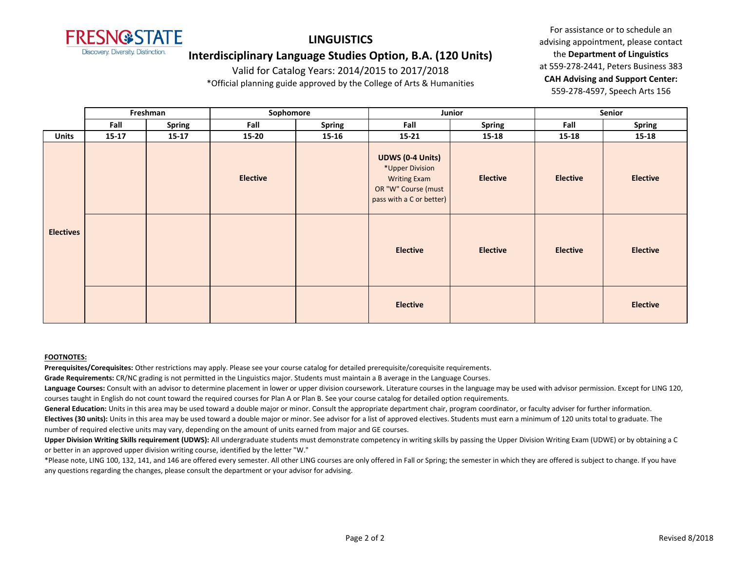# LINGUISTICS

## Interdisciplinary Language Studies Option, B.A. (120 Units)

Valid for Catalog Years: 2014/2015 to 2017/2018

*Official planning guide approved by the College of Arts & Humanities

For assistance or to schedule an advising appointment, please contact the **Department of Linguistics** at 559-278-2441, Peters Business 383

**CAH Advising and Support Center:** 559-278-4597, Speech Arts 156

| | Freshman | | Sophomore | | Junior | | Senior | |
|---|---|---|---|---|---|---|---|---|
| | **Fall** | **Spring** | **Fall** | **Spring** | **Fall** | **Spring** | **Fall** | **Spring** |
| **Units** | **15-17** | **15-17** | **15-20** | **15-16** | **15-21** | **15-18** | **15-18** | **15-18** |
| **Electives** | | | **Elective** | | **UDWS (0-4 Units)** *Upper Division Writing Exam OR "W" Course (must pass with a C or better) | **Elective** | **Elective** | **Elective** |
| | | | | | **Elective** | **Elective** | **Elective** | **Elective** |
| | | | | | **Elective** | | | **Elective** |

**FOOTNOTES:**

**Prerequisites/Corequisites:** Other restrictions may apply. Please see your course catalog for detailed prerequisite/corequisite requirements.

**Grade Requirements:** CR/NC grading is not permitted in the Linguistics major. Students must maintain a B average in the Language Courses.

**Language Courses:** Consult with an advisor to determine placement in lower or upper division coursework. Literature courses in the language may be used with advisor permission. Except for LING 120, courses taught in English do not count toward the required courses for Plan A or Plan B. See your course catalog for detailed option requirements.

**General Education:** Units in this area may be used toward a double major or minor. Consult the appropriate department chair, program coordinator, or faculty adviser for further information.

**Electives (30 units):** Units in this area may be used toward a double major or minor. See advisor for a list of approved electives. Students must earn a minimum of 120 units total to graduate. The number of required elective units may vary, depending on the amount of units earned from major and GE courses.

**Upper Division Writing Skills requirement (UDWS):** All undergraduate students must demonstrate competency in writing skills by passing the Upper Division Writing Exam (UDWE) or by obtaining a C or better in an approved upper division writing course, identified by the letter "W."

*Please note, LING 100, 132, 141, and 146 are offered every semester. All other LING courses are only offered in Fall or Spring; the semester in which they are offered is subject to change. If you have any questions regarding the changes, please consult the department or your advisor for advising.

Revised 8/2018